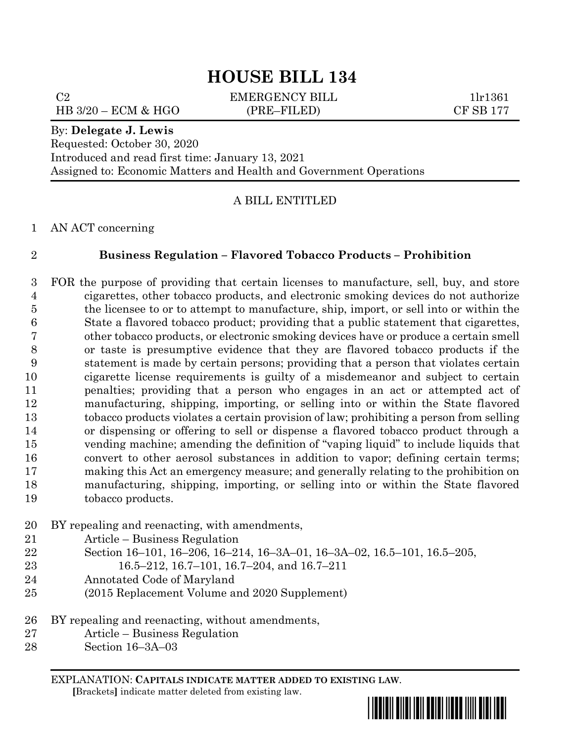# HOUSE BILL 134

C2 EMERGENCY BILL 1lr1361
HB 3/20 – ECM & HGO (PRE–FILED) CF SB 177

By: **Delegate J. Lewis**
Requested: October 30, 2020
Introduced and read first time: January 13, 2021
Assigned to: Economic Matters and Health and Government Operations

## A BILL ENTITLED

AN ACT concerning

**Business Regulation – Flavored Tobacco Products – Prohibition**

FOR the purpose of providing that certain licenses to manufacture, sell, buy, and store cigarettes, other tobacco products, and electronic smoking devices do not authorize the licensee to or to attempt to manufacture, ship, import, or sell into or within the State a flavored tobacco product; providing that a public statement that cigarettes, other tobacco products, or electronic smoking devices have or produce a certain smell or taste is presumptive evidence that they are flavored tobacco products if the statement is made by certain persons; providing that a person that violates certain cigarette license requirements is guilty of a misdemeanor and subject to certain penalties; providing that a person who engages in an act or attempted act of manufacturing, shipping, importing, or selling into or within the State flavored tobacco products violates a certain provision of law; prohibiting a person from selling or dispensing or offering to sell or dispense a flavored tobacco product through a vending machine; amending the definition of "vaping liquid" to include liquids that convert to other aerosol substances in addition to vapor; defining certain terms; making this Act an emergency measure; and generally relating to the prohibition on manufacturing, shipping, importing, or selling into or within the State flavored tobacco products.

BY repealing and reenacting, with amendments,
Article – Business Regulation
Section 16–101, 16–206, 16–214, 16–3A–01, 16–3A–02, 16.5–101, 16.5–205, 16.5–212, 16.7–101, 16.7–204, and 16.7–211
Annotated Code of Maryland
(2015 Replacement Volume and 2020 Supplement)

BY repealing and reenacting, without amendments,
Article – Business Regulation
Section 16–3A–03

EXPLANATION: **CAPITALS INDICATE MATTER ADDED TO EXISTING LAW.**
**[**Brackets**]** indicate matter deleted from existing law.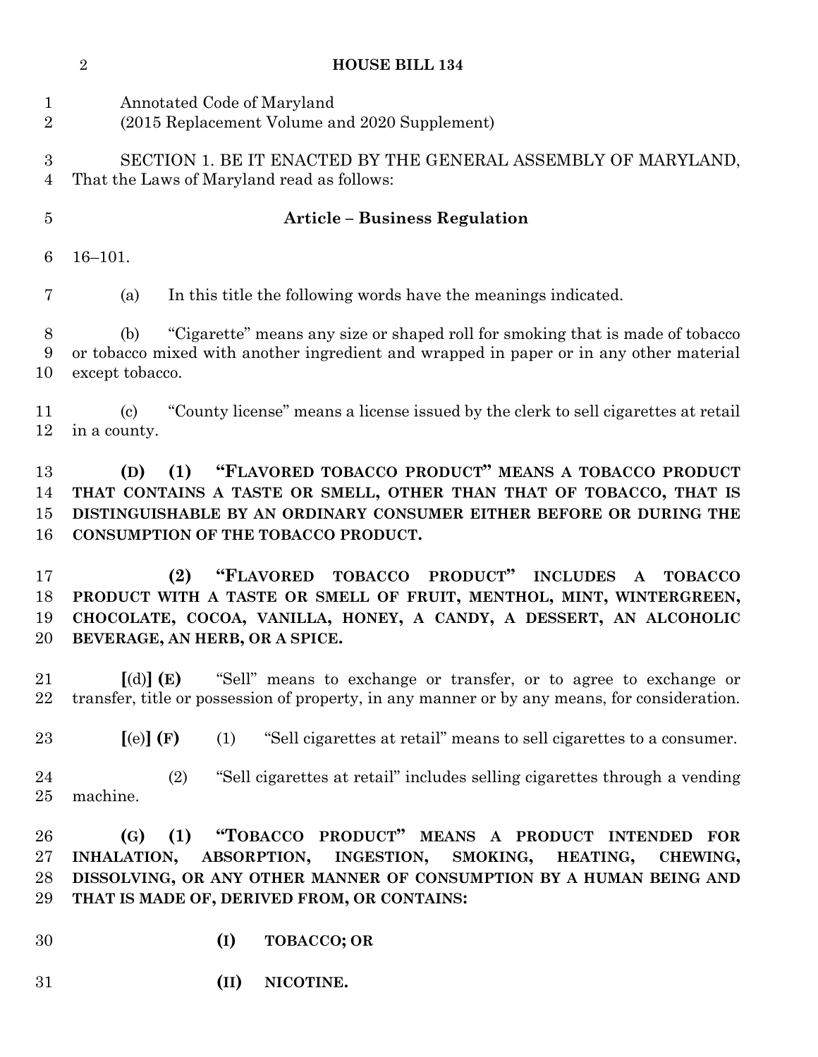Annotated Code of Maryland
(2015 Replacement Volume and 2020 Supplement)

SECTION 1. BE IT ENACTED BY THE GENERAL ASSEMBLY OF MARYLAND, That the Laws of Maryland read as follows:

**Article – Business Regulation**

16–101.

(a) In this title the following words have the meanings indicated.

(b) "Cigarette" means any size or shaped roll for smoking that is made of tobacco or tobacco mixed with another ingredient and wrapped in paper or in any other material except tobacco.

(c) "County license" means a license issued by the clerk to sell cigarettes at retail in a county.

**(D) (1) "FLAVORED TOBACCO PRODUCT" MEANS A TOBACCO PRODUCT THAT CONTAINS A TASTE OR SMELL, OTHER THAN THAT OF TOBACCO, THAT IS DISTINGUISHABLE BY AN ORDINARY CONSUMER EITHER BEFORE OR DURING THE CONSUMPTION OF THE TOBACCO PRODUCT.**

**(2) "FLAVORED TOBACCO PRODUCT" INCLUDES A TOBACCO PRODUCT WITH A TASTE OR SMELL OF FRUIT, MENTHOL, MINT, WINTERGREEN, CHOCOLATE, COCOA, VANILLA, HONEY, A CANDY, A DESSERT, AN ALCOHOLIC BEVERAGE, AN HERB, OR A SPICE.**

**[**(d)**] (E)** "Sell" means to exchange or transfer, or to agree to exchange or transfer, title or possession of property, in any manner or by any means, for consideration.

**[**(e)**] (F)** (1) "Sell cigarettes at retail" means to sell cigarettes to a consumer.

(2) "Sell cigarettes at retail" includes selling cigarettes through a vending machine.

**(G) (1) "TOBACCO PRODUCT" MEANS A PRODUCT INTENDED FOR INHALATION, ABSORPTION, INGESTION, SMOKING, HEATING, CHEWING, DISSOLVING, OR ANY OTHER MANNER OF CONSUMPTION BY A HUMAN BEING AND THAT IS MADE OF, DERIVED FROM, OR CONTAINS:**

**(I) TOBACCO; OR**

**(II) NICOTINE.**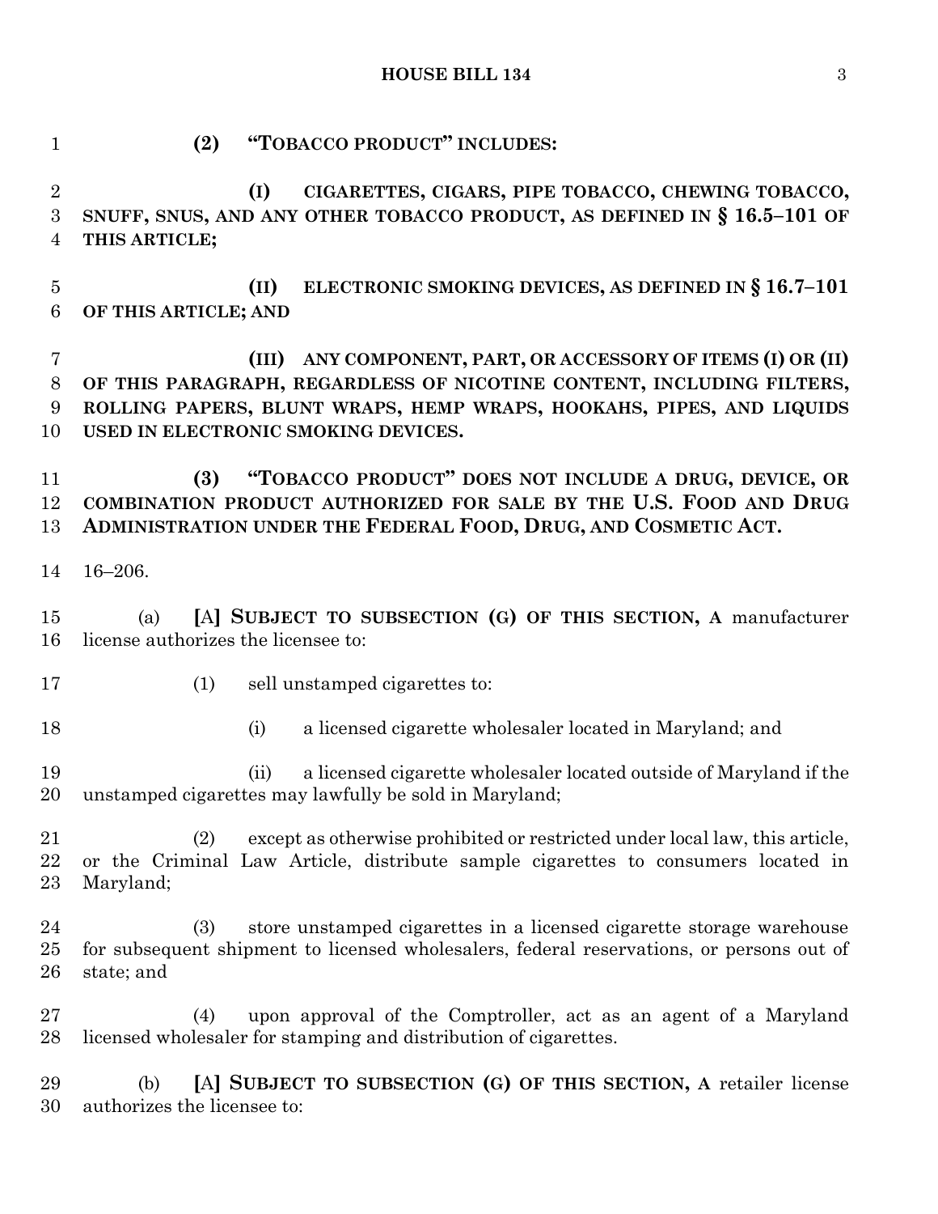**(2) "TOBACCO PRODUCT" INCLUDES:**

**(I) CIGARETTES, CIGARS, PIPE TOBACCO, CHEWING TOBACCO, SNUFF, SNUS, AND ANY OTHER TOBACCO PRODUCT, AS DEFINED IN § 16.5–101 OF THIS ARTICLE;**

**(II) ELECTRONIC SMOKING DEVICES, AS DEFINED IN § 16.7–101 OF THIS ARTICLE; AND**

**(III) ANY COMPONENT, PART, OR ACCESSORY OF ITEMS (I) OR (II) OF THIS PARAGRAPH, REGARDLESS OF NICOTINE CONTENT, INCLUDING FILTERS, ROLLING PAPERS, BLUNT WRAPS, HEMP WRAPS, HOOKAHS, PIPES, AND LIQUIDS USED IN ELECTRONIC SMOKING DEVICES.**

**(3) "TOBACCO PRODUCT" DOES NOT INCLUDE A DRUG, DEVICE, OR COMBINATION PRODUCT AUTHORIZED FOR SALE BY THE U.S. FOOD AND DRUG ADMINISTRATION UNDER THE FEDERAL FOOD, DRUG, AND COSMETIC ACT.**

16–206.

(a) **[**A**] SUBJECT TO SUBSECTION (G) OF THIS SECTION, A** manufacturer license authorizes the licensee to:

(1) sell unstamped cigarettes to:

(i) a licensed cigarette wholesaler located in Maryland; and

(ii) a licensed cigarette wholesaler located outside of Maryland if the unstamped cigarettes may lawfully be sold in Maryland;

(2) except as otherwise prohibited or restricted under local law, this article, or the Criminal Law Article, distribute sample cigarettes to consumers located in Maryland;

(3) store unstamped cigarettes in a licensed cigarette storage warehouse for subsequent shipment to licensed wholesalers, federal reservations, or persons out of state; and

(4) upon approval of the Comptroller, act as an agent of a Maryland licensed wholesaler for stamping and distribution of cigarettes.

(b) **[**A**] SUBJECT TO SUBSECTION (G) OF THIS SECTION, A** retailer license authorizes the licensee to: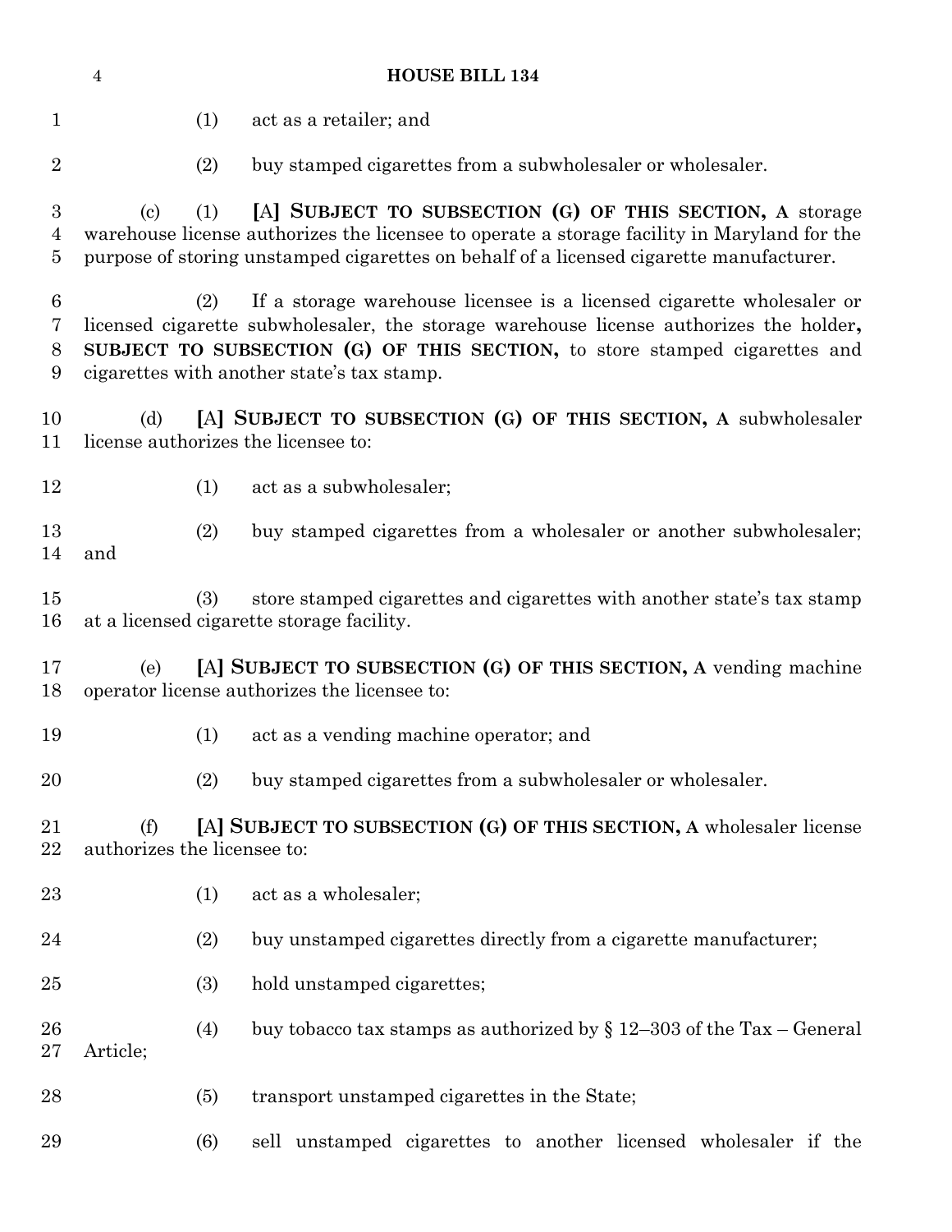(1) act as a retailer; and

(2) buy stamped cigarettes from a subwholesaler or wholesaler.

(c) (1) [A] **SUBJECT TO SUBSECTION (G) OF THIS SECTION, A** storage warehouse license authorizes the licensee to operate a storage facility in Maryland for the purpose of storing unstamped cigarettes on behalf of a licensed cigarette manufacturer.

(2) If a storage warehouse licensee is a licensed cigarette wholesaler or licensed cigarette subwholesaler, the storage warehouse license authorizes the holder**, SUBJECT TO SUBSECTION (G) OF THIS SECTION,** to store stamped cigarettes and cigarettes with another state's tax stamp.

(d) [A] **SUBJECT TO SUBSECTION (G) OF THIS SECTION, A** subwholesaler license authorizes the licensee to:

(1) act as a subwholesaler;

(2) buy stamped cigarettes from a wholesaler or another subwholesaler; and

(3) store stamped cigarettes and cigarettes with another state's tax stamp at a licensed cigarette storage facility.

(e) [A] **SUBJECT TO SUBSECTION (G) OF THIS SECTION, A** vending machine operator license authorizes the licensee to:

(1) act as a vending machine operator; and

(2) buy stamped cigarettes from a subwholesaler or wholesaler.

(f) [A] **SUBJECT TO SUBSECTION (G) OF THIS SECTION, A** wholesaler license authorizes the licensee to:

(1) act as a wholesaler;

(2) buy unstamped cigarettes directly from a cigarette manufacturer;

(3) hold unstamped cigarettes;

(4) buy tobacco tax stamps as authorized by § 12–303 of the Tax – General Article;

(5) transport unstamped cigarettes in the State;

(6) sell unstamped cigarettes to another licensed wholesaler if the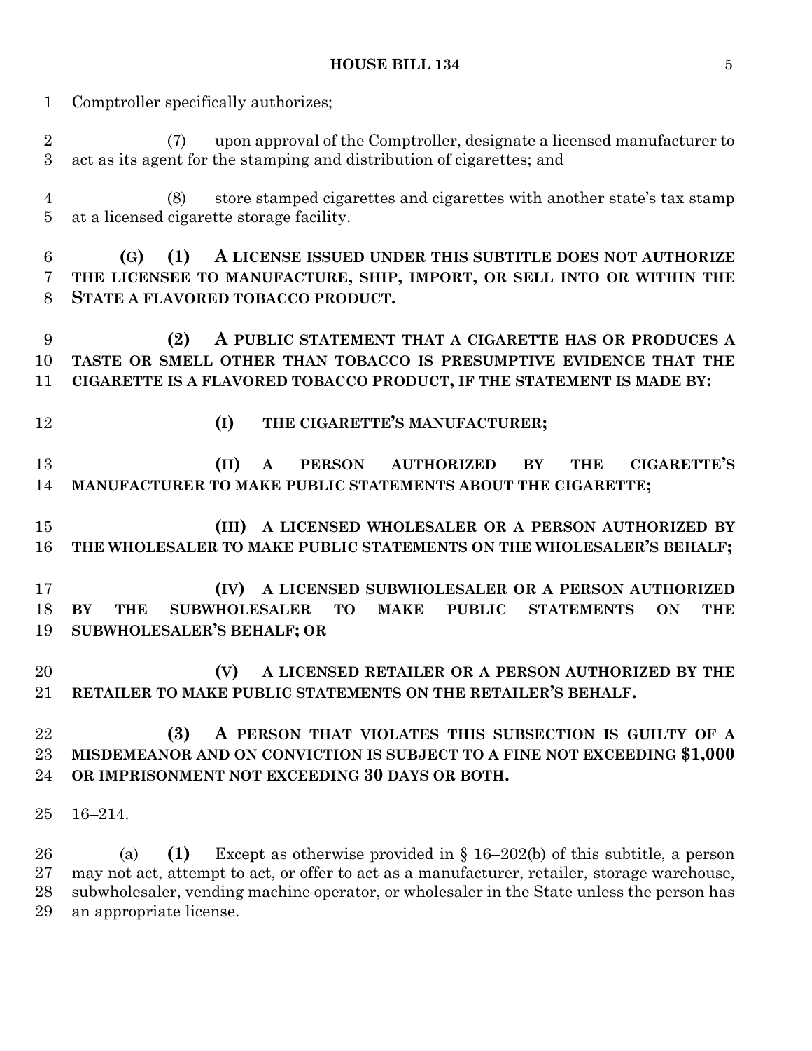Comptroller specifically authorizes;

(7) upon approval of the Comptroller, designate a licensed manufacturer to act as its agent for the stamping and distribution of cigarettes; and

(8) store stamped cigarettes and cigarettes with another state's tax stamp at a licensed cigarette storage facility.

**(G) (1) A LICENSE ISSUED UNDER THIS SUBTITLE DOES NOT AUTHORIZE THE LICENSEE TO MANUFACTURE, SHIP, IMPORT, OR SELL INTO OR WITHIN THE STATE A FLAVORED TOBACCO PRODUCT.**

**(2) A PUBLIC STATEMENT THAT A CIGARETTE HAS OR PRODUCES A TASTE OR SMELL OTHER THAN TOBACCO IS PRESUMPTIVE EVIDENCE THAT THE CIGARETTE IS A FLAVORED TOBACCO PRODUCT, IF THE STATEMENT IS MADE BY:**

**(I) THE CIGARETTE'S MANUFACTURER;**

**(II) A PERSON AUTHORIZED BY THE CIGARETTE'S MANUFACTURER TO MAKE PUBLIC STATEMENTS ABOUT THE CIGARETTE;**

**(III) A LICENSED WHOLESALER OR A PERSON AUTHORIZED BY THE WHOLESALER TO MAKE PUBLIC STATEMENTS ON THE WHOLESALER'S BEHALF;**

**(IV) A LICENSED SUBWHOLESALER OR A PERSON AUTHORIZED BY THE SUBWHOLESALER TO MAKE PUBLIC STATEMENTS ON THE SUBWHOLESALER'S BEHALF; OR**

**(V) A LICENSED RETAILER OR A PERSON AUTHORIZED BY THE RETAILER TO MAKE PUBLIC STATEMENTS ON THE RETAILER'S BEHALF.**

**(3) A PERSON THAT VIOLATES THIS SUBSECTION IS GUILTY OF A MISDEMEANOR AND ON CONVICTION IS SUBJECT TO A FINE NOT EXCEEDING $1,000 OR IMPRISONMENT NOT EXCEEDING 30 DAYS OR BOTH.**

16–214.

(a) **(1)** Except as otherwise provided in § 16–202(b) of this subtitle, a person may not act, attempt to act, or offer to act as a manufacturer, retailer, storage warehouse, subwholesaler, vending machine operator, or wholesaler in the State unless the person has an appropriate license.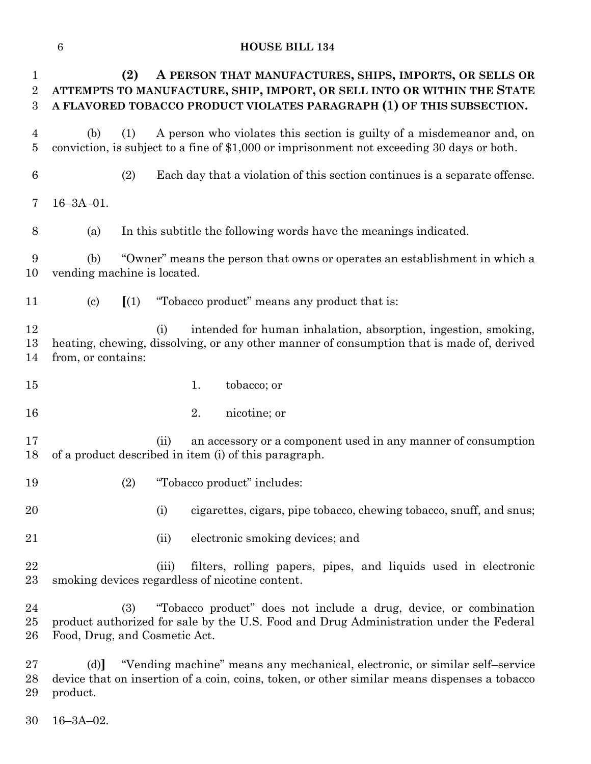**(2) A PERSON THAT MANUFACTURES, SHIPS, IMPORTS, OR SELLS OR ATTEMPTS TO MANUFACTURE, SHIP, IMPORT, OR SELL INTO OR WITHIN THE STATE A FLAVORED TOBACCO PRODUCT VIOLATES PARAGRAPH (1) OF THIS SUBSECTION.**

(b) (1) A person who violates this section is guilty of a misdemeanor and, on conviction, is subject to a fine of $1,000 or imprisonment not exceeding 30 days or both.

(2) Each day that a violation of this section continues is a separate offense.

16–3A–01.

(a) In this subtitle the following words have the meanings indicated.

(b) "Owner" means the person that owns or operates an establishment in which a vending machine is located.

(c) **[**(1) "Tobacco product" means any product that is:

(i) intended for human inhalation, absorption, ingestion, smoking, heating, chewing, dissolving, or any other manner of consumption that is made of, derived from, or contains:

1. tobacco; or

2. nicotine; or

(ii) an accessory or a component used in any manner of consumption of a product described in item (i) of this paragraph.

(2) "Tobacco product" includes:

(i) cigarettes, cigars, pipe tobacco, chewing tobacco, snuff, and snus;

(ii) electronic smoking devices; and

(iii) filters, rolling papers, pipes, and liquids used in electronic smoking devices regardless of nicotine content.

(3) "Tobacco product" does not include a drug, device, or combination product authorized for sale by the U.S. Food and Drug Administration under the Federal Food, Drug, and Cosmetic Act.

(d)**]** "Vending machine" means any mechanical, electronic, or similar self–service device that on insertion of a coin, coins, token, or other similar means dispenses a tobacco product.

16–3A–02.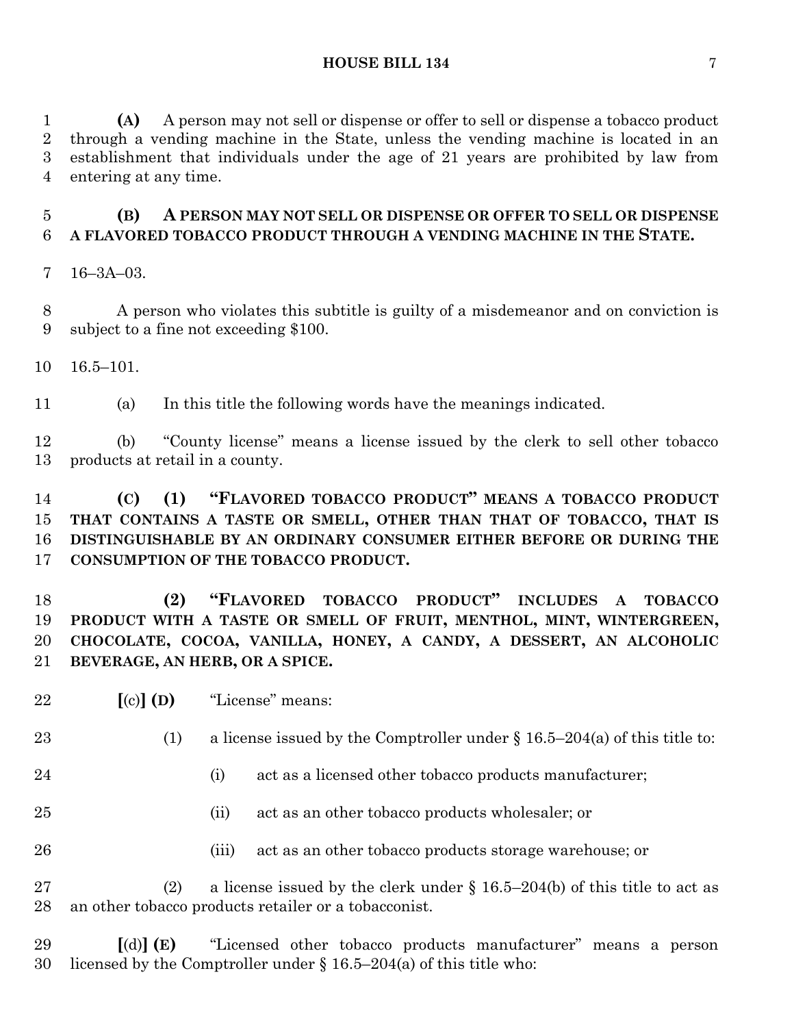(A) A person may not sell or dispense or offer to sell or dispense a tobacco product through a vending machine in the State, unless the vending machine is located in an establishment that individuals under the age of 21 years are prohibited by law from entering at any time.

**(B) A PERSON MAY NOT SELL OR DISPENSE OR OFFER TO SELL OR DISPENSE A FLAVORED TOBACCO PRODUCT THROUGH A VENDING MACHINE IN THE STATE.**

16–3A–03.

A person who violates this subtitle is guilty of a misdemeanor and on conviction is subject to a fine not exceeding $100.

16.5–101.

(a) In this title the following words have the meanings indicated.

(b) "County license" means a license issued by the clerk to sell other tobacco products at retail in a county.

**(C) (1) "FLAVORED TOBACCO PRODUCT" MEANS A TOBACCO PRODUCT THAT CONTAINS A TASTE OR SMELL, OTHER THAN THAT OF TOBACCO, THAT IS DISTINGUISHABLE BY AN ORDINARY CONSUMER EITHER BEFORE OR DURING THE CONSUMPTION OF THE TOBACCO PRODUCT.**

**(2) "FLAVORED TOBACCO PRODUCT" INCLUDES A TOBACCO PRODUCT WITH A TASTE OR SMELL OF FRUIT, MENTHOL, MINT, WINTERGREEN, CHOCOLATE, COCOA, VANILLA, HONEY, A CANDY, A DESSERT, AN ALCOHOLIC BEVERAGE, AN HERB, OR A SPICE.**

**[**(c)**] (D)** "License" means:

(1) a license issued by the Comptroller under § 16.5–204(a) of this title to:

(i) act as a licensed other tobacco products manufacturer;

(ii) act as an other tobacco products wholesaler; or

(iii) act as an other tobacco products storage warehouse; or

(2) a license issued by the clerk under § 16.5–204(b) of this title to act as an other tobacco products retailer or a tobacconist.

**[**(d)**] (E)** "Licensed other tobacco products manufacturer" means a person licensed by the Comptroller under § 16.5–204(a) of this title who: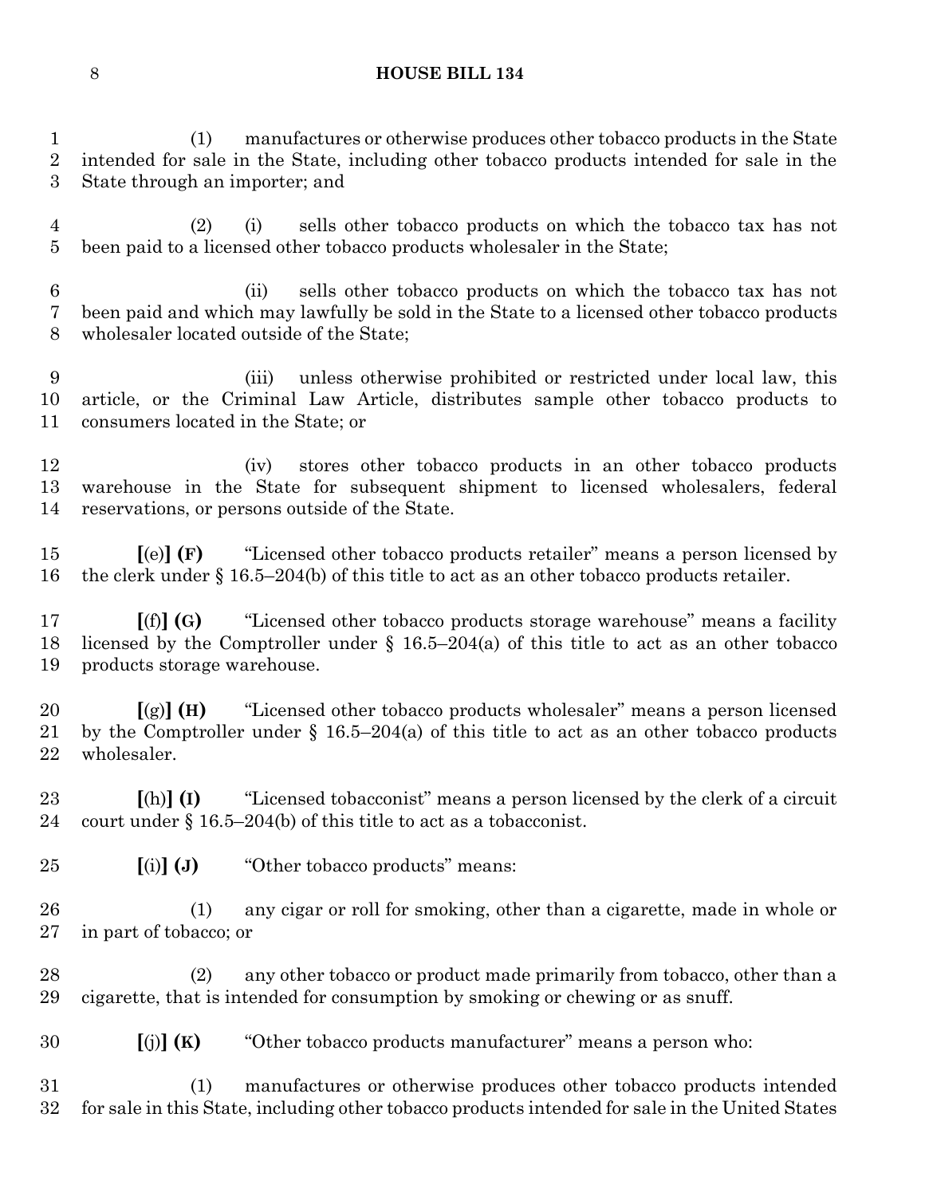(1) manufactures or otherwise produces other tobacco products in the State intended for sale in the State, including other tobacco products intended for sale in the State through an importer; and

(2) (i) sells other tobacco products on which the tobacco tax has not been paid to a licensed other tobacco products wholesaler in the State;

(ii) sells other tobacco products on which the tobacco tax has not been paid and which may lawfully be sold in the State to a licensed other tobacco products wholesaler located outside of the State;

(iii) unless otherwise prohibited or restricted under local law, this article, or the Criminal Law Article, distributes sample other tobacco products to consumers located in the State; or

(iv) stores other tobacco products in an other tobacco products warehouse in the State for subsequent shipment to licensed wholesalers, federal reservations, or persons outside of the State.

**[**(e)**] (F)** "Licensed other tobacco products retailer" means a person licensed by the clerk under § 16.5–204(b) of this title to act as an other tobacco products retailer.

**[**(f)**] (G)** "Licensed other tobacco products storage warehouse" means a facility licensed by the Comptroller under § 16.5–204(a) of this title to act as an other tobacco products storage warehouse.

**[**(g)**] (H)** "Licensed other tobacco products wholesaler" means a person licensed by the Comptroller under § 16.5–204(a) of this title to act as an other tobacco products wholesaler.

**[**(h)**] (I)** "Licensed tobacconist" means a person licensed by the clerk of a circuit court under § 16.5–204(b) of this title to act as a tobacconist.

**[**(i)**] (J)** "Other tobacco products" means:

(1) any cigar or roll for smoking, other than a cigarette, made in whole or in part of tobacco; or

(2) any other tobacco or product made primarily from tobacco, other than a cigarette, that is intended for consumption by smoking or chewing or as snuff.

**[**(j)**] (K)** "Other tobacco products manufacturer" means a person who:

(1) manufactures or otherwise produces other tobacco products intended for sale in this State, including other tobacco products intended for sale in the United States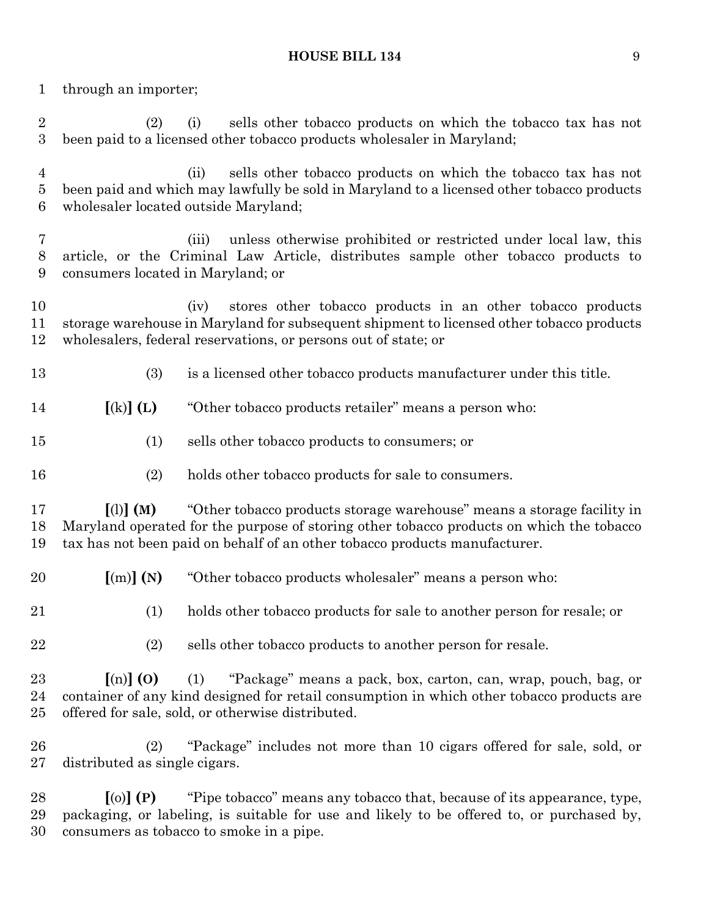through an importer;

(2) (i) sells other tobacco products on which the tobacco tax has not been paid to a licensed other tobacco products wholesaler in Maryland;

(ii) sells other tobacco products on which the tobacco tax has not been paid and which may lawfully be sold in Maryland to a licensed other tobacco products wholesaler located outside Maryland;

(iii) unless otherwise prohibited or restricted under local law, this article, or the Criminal Law Article, distributes sample other tobacco products to consumers located in Maryland; or

(iv) stores other tobacco products in an other tobacco products storage warehouse in Maryland for subsequent shipment to licensed other tobacco products wholesalers, federal reservations, or persons out of state; or

(3) is a licensed other tobacco products manufacturer under this title.

**[**(k)**] (L)** "Other tobacco products retailer" means a person who:

(1) sells other tobacco products to consumers; or

(2) holds other tobacco products for sale to consumers.

**[**(l)**] (M)** "Other tobacco products storage warehouse" means a storage facility in Maryland operated for the purpose of storing other tobacco products on which the tobacco tax has not been paid on behalf of an other tobacco products manufacturer.

**[**(m)**] (N)** "Other tobacco products wholesaler" means a person who:

(1) holds other tobacco products for sale to another person for resale; or

(2) sells other tobacco products to another person for resale.

**[**(n)**] (O)** (1) "Package" means a pack, box, carton, can, wrap, pouch, bag, or container of any kind designed for retail consumption in which other tobacco products are offered for sale, sold, or otherwise distributed.

(2) "Package" includes not more than 10 cigars offered for sale, sold, or distributed as single cigars.

**[**(o)**] (P)** "Pipe tobacco" means any tobacco that, because of its appearance, type, packaging, or labeling, is suitable for use and likely to be offered to, or purchased by, consumers as tobacco to smoke in a pipe.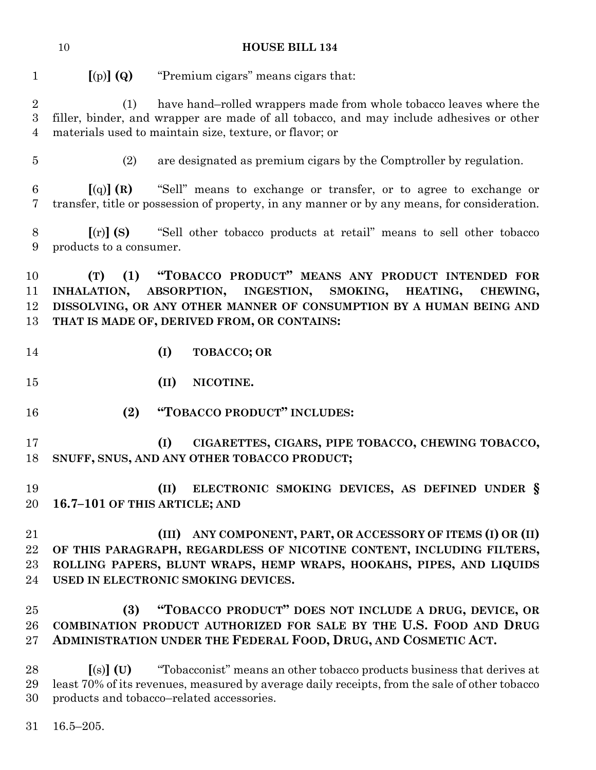**[**(p)**] (Q)** "Premium cigars" means cigars that:

(1) have hand–rolled wrappers made from whole tobacco leaves where the filler, binder, and wrapper are made of all tobacco, and may include adhesives or other materials used to maintain size, texture, or flavor; or

(2) are designated as premium cigars by the Comptroller by regulation.

**[**(q)**] (R)** "Sell" means to exchange or transfer, or to agree to exchange or transfer, title or possession of property, in any manner or by any means, for consideration.

**[**(r)**] (S)** "Sell other tobacco products at retail" means to sell other tobacco products to a consumer.

**(T) (1) "TOBACCO PRODUCT" MEANS ANY PRODUCT INTENDED FOR INHALATION, ABSORPTION, INGESTION, SMOKING, HEATING, CHEWING, DISSOLVING, OR ANY OTHER MANNER OF CONSUMPTION BY A HUMAN BEING AND THAT IS MADE OF, DERIVED FROM, OR CONTAINS:**

**(I) TOBACCO; OR**

**(II) NICOTINE.**

**(2) "TOBACCO PRODUCT" INCLUDES:**

**(I) CIGARETTES, CIGARS, PIPE TOBACCO, CHEWING TOBACCO, SNUFF, SNUS, AND ANY OTHER TOBACCO PRODUCT;**

**(II) ELECTRONIC SMOKING DEVICES, AS DEFINED UNDER § 16.7–101 OF THIS ARTICLE; AND**

**(III) ANY COMPONENT, PART, OR ACCESSORY OF ITEMS (I) OR (II) OF THIS PARAGRAPH, REGARDLESS OF NICOTINE CONTENT, INCLUDING FILTERS, ROLLING PAPERS, BLUNT WRAPS, HEMP WRAPS, HOOKAHS, PIPES, AND LIQUIDS USED IN ELECTRONIC SMOKING DEVICES.**

**(3) "TOBACCO PRODUCT" DOES NOT INCLUDE A DRUG, DEVICE, OR COMBINATION PRODUCT AUTHORIZED FOR SALE BY THE U.S. FOOD AND DRUG ADMINISTRATION UNDER THE FEDERAL FOOD, DRUG, AND COSMETIC ACT.**

**[**(s)**] (U)** "Tobacconist" means an other tobacco products business that derives at least 70% of its revenues, measured by average daily receipts, from the sale of other tobacco products and tobacco–related accessories.

16.5–205.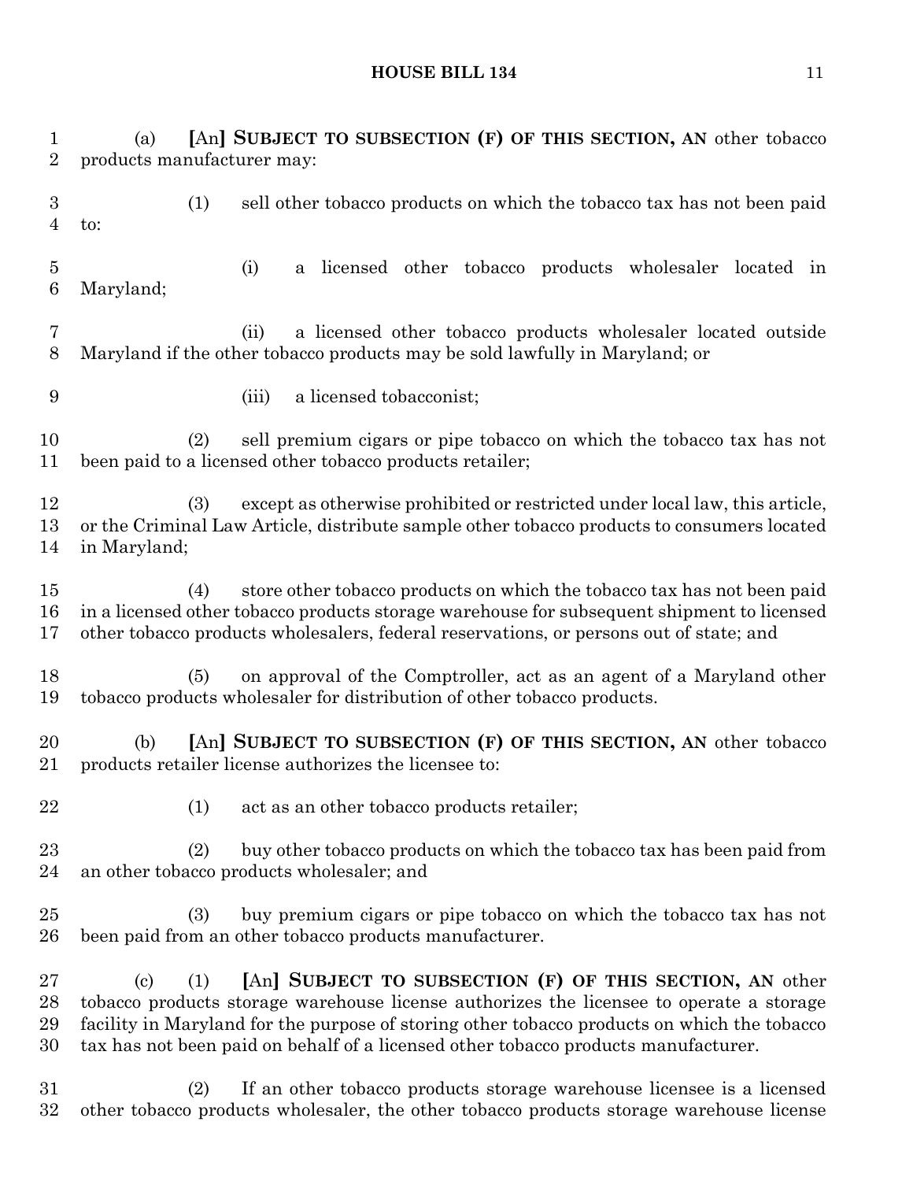(a) [An] **SUBJECT TO SUBSECTION (F) OF THIS SECTION, AN** other tobacco products manufacturer may:

(1) sell other tobacco products on which the tobacco tax has not been paid to:

(i) a licensed other tobacco products wholesaler located in Maryland;

(ii) a licensed other tobacco products wholesaler located outside Maryland if the other tobacco products may be sold lawfully in Maryland; or

(iii) a licensed tobacconist;

(2) sell premium cigars or pipe tobacco on which the tobacco tax has not been paid to a licensed other tobacco products retailer;

(3) except as otherwise prohibited or restricted under local law, this article, or the Criminal Law Article, distribute sample other tobacco products to consumers located in Maryland;

(4) store other tobacco products on which the tobacco tax has not been paid in a licensed other tobacco products storage warehouse for subsequent shipment to licensed other tobacco products wholesalers, federal reservations, or persons out of state; and

(5) on approval of the Comptroller, act as an agent of a Maryland other tobacco products wholesaler for distribution of other tobacco products.

(b) [An] **SUBJECT TO SUBSECTION (F) OF THIS SECTION, AN** other tobacco products retailer license authorizes the licensee to:

(1) act as an other tobacco products retailer;

(2) buy other tobacco products on which the tobacco tax has been paid from an other tobacco products wholesaler; and

(3) buy premium cigars or pipe tobacco on which the tobacco tax has not been paid from an other tobacco products manufacturer.

(c) (1) [An] **SUBJECT TO SUBSECTION (F) OF THIS SECTION, AN** other tobacco products storage warehouse license authorizes the licensee to operate a storage facility in Maryland for the purpose of storing other tobacco products on which the tobacco tax has not been paid on behalf of a licensed other tobacco products manufacturer.

(2) If an other tobacco products storage warehouse licensee is a licensed other tobacco products wholesaler, the other tobacco products storage warehouse license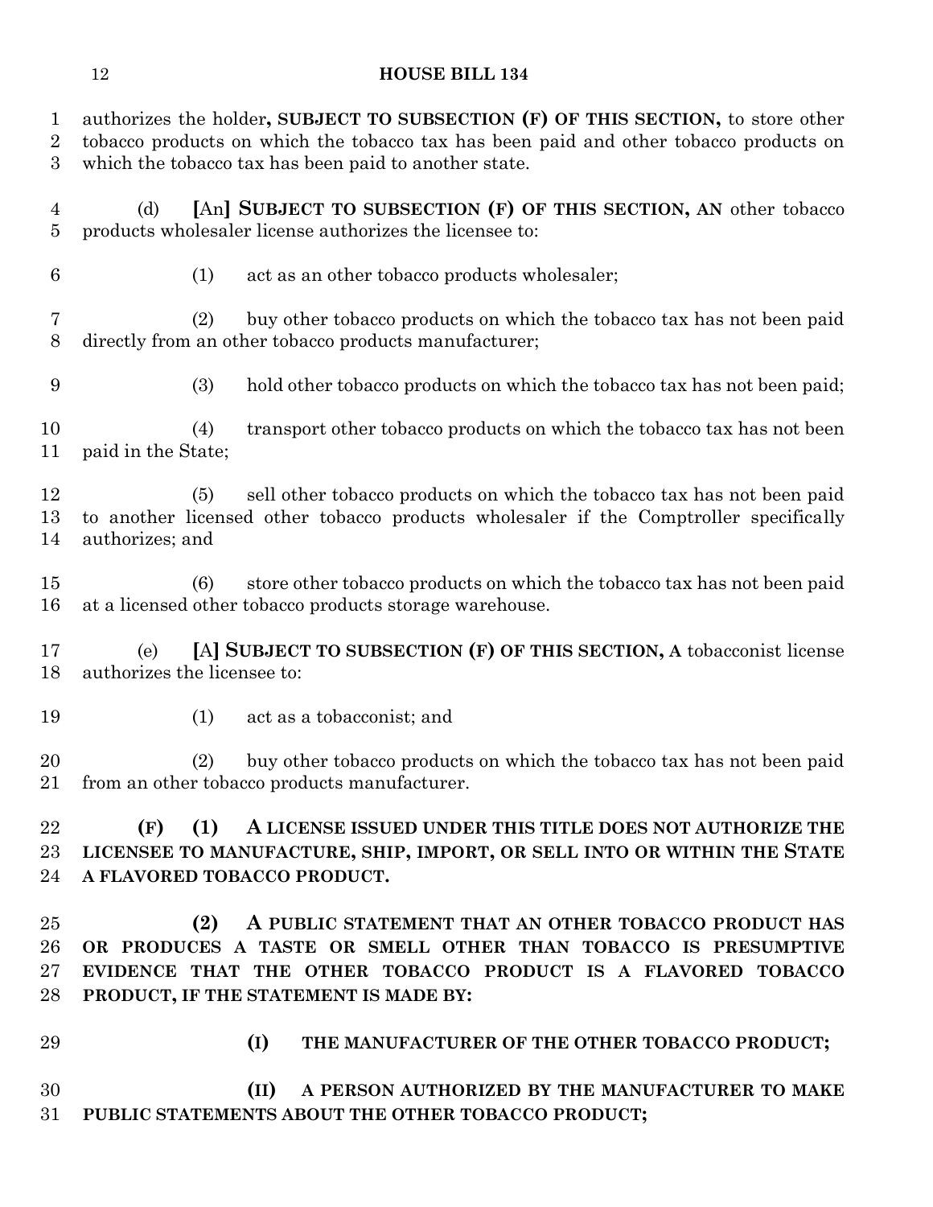authorizes the holder**, SUBJECT TO SUBSECTION (F) OF THIS SECTION,** to store other tobacco products on which the tobacco tax has been paid and other tobacco products on which the tobacco tax has been paid to another state.

(d) **[**An**] SUBJECT TO SUBSECTION (F) OF THIS SECTION, AN** other tobacco products wholesaler license authorizes the licensee to:

(1) act as an other tobacco products wholesaler;

(2) buy other tobacco products on which the tobacco tax has not been paid directly from an other tobacco products manufacturer;

(3) hold other tobacco products on which the tobacco tax has not been paid;

(4) transport other tobacco products on which the tobacco tax has not been paid in the State;

(5) sell other tobacco products on which the tobacco tax has not been paid to another licensed other tobacco products wholesaler if the Comptroller specifically authorizes; and

(6) store other tobacco products on which the tobacco tax has not been paid at a licensed other tobacco products storage warehouse.

(e) **[**A**] SUBJECT TO SUBSECTION (F) OF THIS SECTION, A** tobacconist license authorizes the licensee to:

(1) act as a tobacconist; and

(2) buy other tobacco products on which the tobacco tax has not been paid from an other tobacco products manufacturer.

**(F) (1) A LICENSE ISSUED UNDER THIS TITLE DOES NOT AUTHORIZE THE LICENSEE TO MANUFACTURE, SHIP, IMPORT, OR SELL INTO OR WITHIN THE STATE A FLAVORED TOBACCO PRODUCT.**

**(2) A PUBLIC STATEMENT THAT AN OTHER TOBACCO PRODUCT HAS OR PRODUCES A TASTE OR SMELL OTHER THAN TOBACCO IS PRESUMPTIVE EVIDENCE THAT THE OTHER TOBACCO PRODUCT IS A FLAVORED TOBACCO PRODUCT, IF THE STATEMENT IS MADE BY:**

**(I) THE MANUFACTURER OF THE OTHER TOBACCO PRODUCT;**

**(II) A PERSON AUTHORIZED BY THE MANUFACTURER TO MAKE PUBLIC STATEMENTS ABOUT THE OTHER TOBACCO PRODUCT;**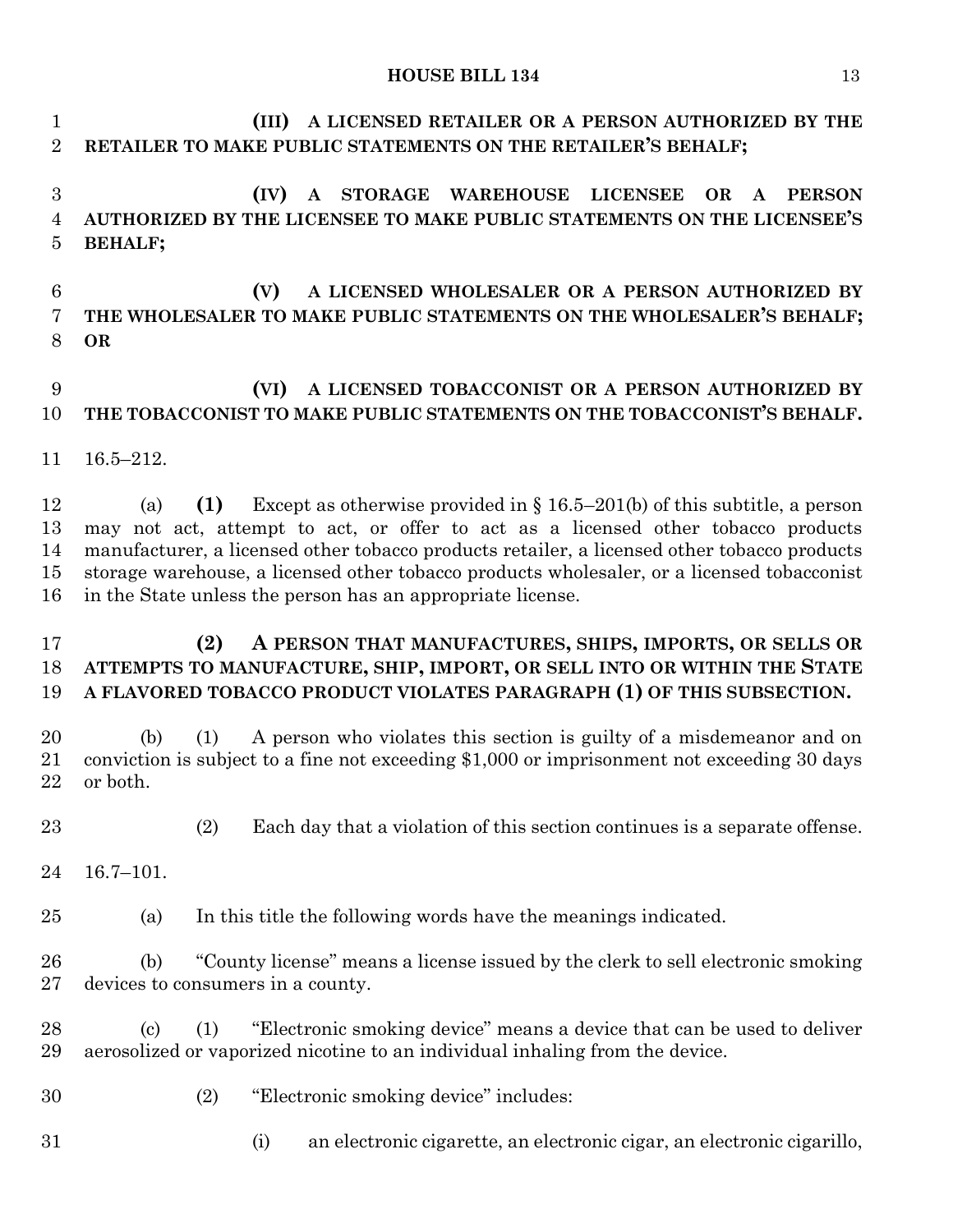**(III) A LICENSED RETAILER OR A PERSON AUTHORIZED BY THE RETAILER TO MAKE PUBLIC STATEMENTS ON THE RETAILER'S BEHALF;**

**(IV) A STORAGE WAREHOUSE LICENSEE OR A PERSON AUTHORIZED BY THE LICENSEE TO MAKE PUBLIC STATEMENTS ON THE LICENSEE'S BEHALF;**

**(V) A LICENSED WHOLESALER OR A PERSON AUTHORIZED BY THE WHOLESALER TO MAKE PUBLIC STATEMENTS ON THE WHOLESALER'S BEHALF; OR**

**(VI) A LICENSED TOBACCONIST OR A PERSON AUTHORIZED BY THE TOBACCONIST TO MAKE PUBLIC STATEMENTS ON THE TOBACCONIST'S BEHALF.**

16.5–212.

(a) **(1)** Except as otherwise provided in § 16.5–201(b) of this subtitle, a person may not act, attempt to act, or offer to act as a licensed other tobacco products manufacturer, a licensed other tobacco products retailer, a licensed other tobacco products storage warehouse, a licensed other tobacco products wholesaler, or a licensed tobacconist in the State unless the person has an appropriate license.

**(2) A PERSON THAT MANUFACTURES, SHIPS, IMPORTS, OR SELLS OR ATTEMPTS TO MANUFACTURE, SHIP, IMPORT, OR SELL INTO OR WITHIN THE STATE A FLAVORED TOBACCO PRODUCT VIOLATES PARAGRAPH (1) OF THIS SUBSECTION.**

(b) (1) A person who violates this section is guilty of a misdemeanor and on conviction is subject to a fine not exceeding $1,000 or imprisonment not exceeding 30 days or both.

(2) Each day that a violation of this section continues is a separate offense.

16.7–101.

(a) In this title the following words have the meanings indicated.

(b) "County license" means a license issued by the clerk to sell electronic smoking devices to consumers in a county.

(c) (1) "Electronic smoking device" means a device that can be used to deliver aerosolized or vaporized nicotine to an individual inhaling from the device.

(2) "Electronic smoking device" includes:

(i) an electronic cigarette, an electronic cigar, an electronic cigarillo,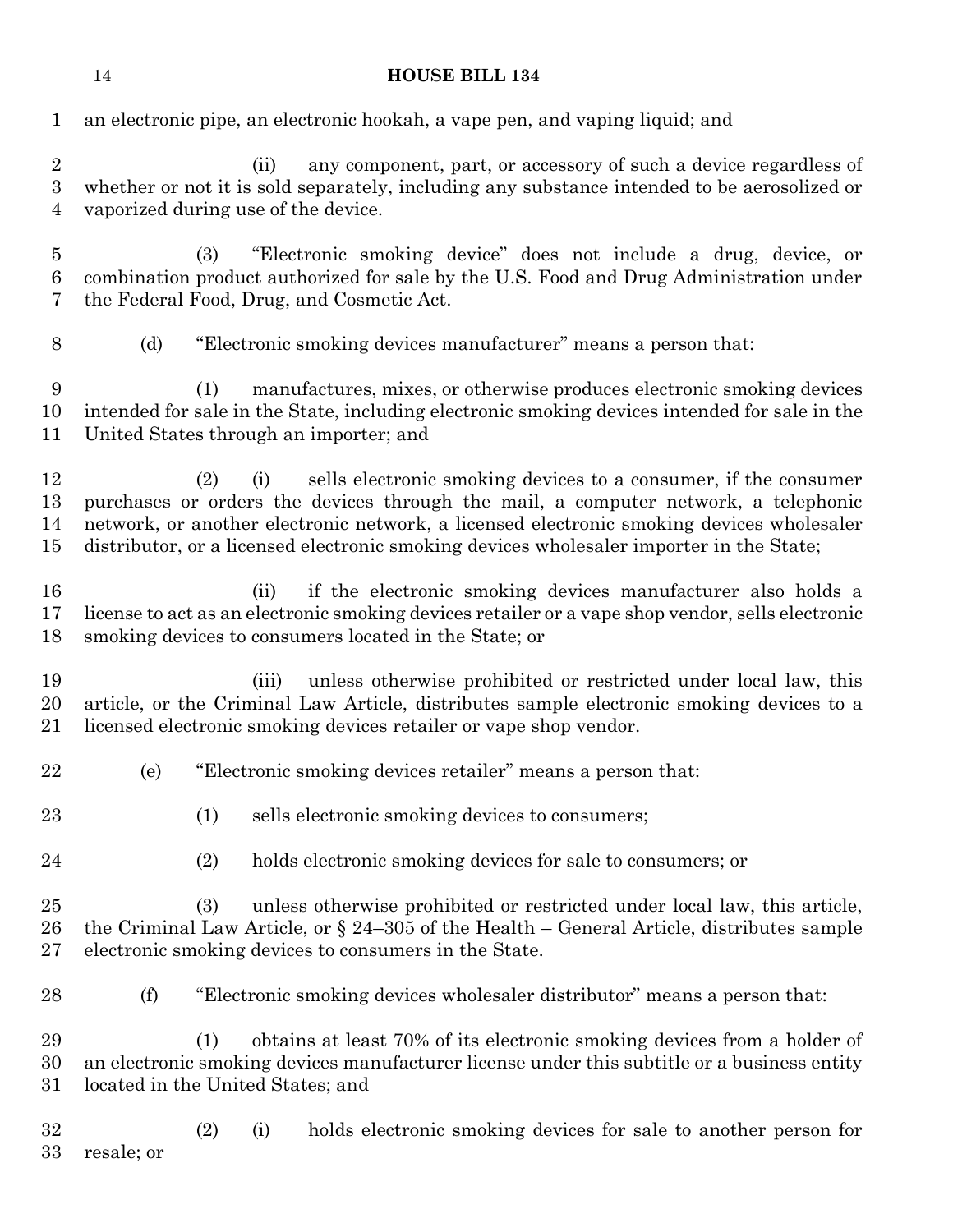an electronic pipe, an electronic hookah, a vape pen, and vaping liquid; and

(ii) any component, part, or accessory of such a device regardless of whether or not it is sold separately, including any substance intended to be aerosolized or vaporized during use of the device.

(3) "Electronic smoking device" does not include a drug, device, or combination product authorized for sale by the U.S. Food and Drug Administration under the Federal Food, Drug, and Cosmetic Act.

(d) "Electronic smoking devices manufacturer" means a person that:

(1) manufactures, mixes, or otherwise produces electronic smoking devices intended for sale in the State, including electronic smoking devices intended for sale in the United States through an importer; and

(2) (i) sells electronic smoking devices to a consumer, if the consumer purchases or orders the devices through the mail, a computer network, a telephonic network, or another electronic network, a licensed electronic smoking devices wholesaler distributor, or a licensed electronic smoking devices wholesaler importer in the State;

(ii) if the electronic smoking devices manufacturer also holds a license to act as an electronic smoking devices retailer or a vape shop vendor, sells electronic smoking devices to consumers located in the State; or

(iii) unless otherwise prohibited or restricted under local law, this article, or the Criminal Law Article, distributes sample electronic smoking devices to a licensed electronic smoking devices retailer or vape shop vendor.

(e) "Electronic smoking devices retailer" means a person that:

(1) sells electronic smoking devices to consumers;

(2) holds electronic smoking devices for sale to consumers; or

(3) unless otherwise prohibited or restricted under local law, this article, the Criminal Law Article, or § 24–305 of the Health – General Article, distributes sample electronic smoking devices to consumers in the State.

(f) "Electronic smoking devices wholesaler distributor" means a person that:

(1) obtains at least 70% of its electronic smoking devices from a holder of an electronic smoking devices manufacturer license under this subtitle or a business entity located in the United States; and

(2) (i) holds electronic smoking devices for sale to another person for resale; or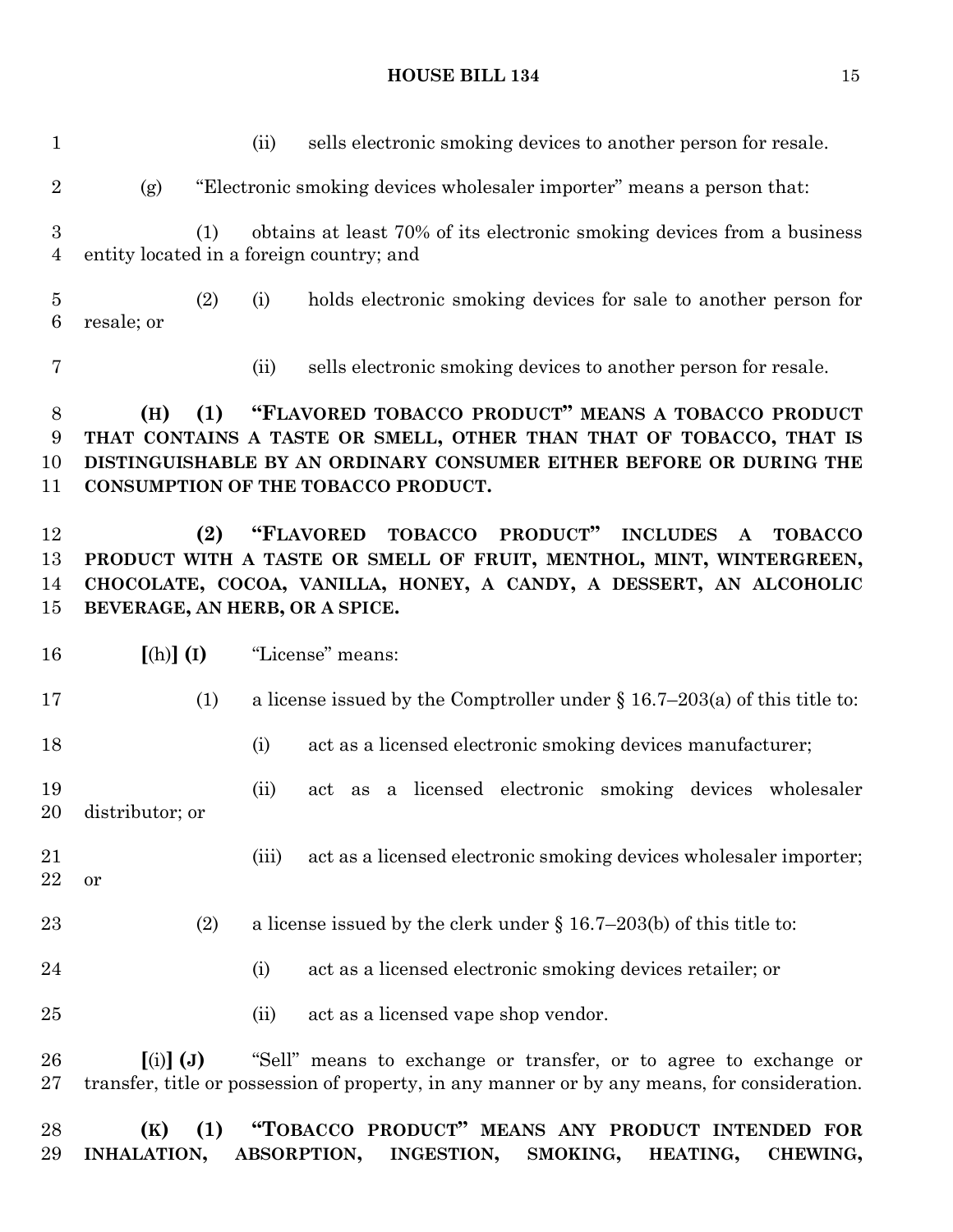(ii) sells electronic smoking devices to another person for resale.

(g) "Electronic smoking devices wholesaler importer" means a person that:

(1) obtains at least 70% of its electronic smoking devices from a business entity located in a foreign country; and

(2) (i) holds electronic smoking devices for sale to another person for resale; or

(ii) sells electronic smoking devices to another person for resale.

**(H) (1) "FLAVORED TOBACCO PRODUCT" MEANS A TOBACCO PRODUCT THAT CONTAINS A TASTE OR SMELL, OTHER THAN THAT OF TOBACCO, THAT IS DISTINGUISHABLE BY AN ORDINARY CONSUMER EITHER BEFORE OR DURING THE CONSUMPTION OF THE TOBACCO PRODUCT.**

**(2) "FLAVORED TOBACCO PRODUCT" INCLUDES A TOBACCO PRODUCT WITH A TASTE OR SMELL OF FRUIT, MENTHOL, MINT, WINTERGREEN, CHOCOLATE, COCOA, VANILLA, HONEY, A CANDY, A DESSERT, AN ALCOHOLIC BEVERAGE, AN HERB, OR A SPICE.**

**[**(h)**] (I)** "License" means:

(1) a license issued by the Comptroller under § 16.7–203(a) of this title to:

(i) act as a licensed electronic smoking devices manufacturer;

(ii) act as a licensed electronic smoking devices wholesaler distributor; or

(iii) act as a licensed electronic smoking devices wholesaler importer; or

(2) a license issued by the clerk under § 16.7–203(b) of this title to:

(i) act as a licensed electronic smoking devices retailer; or

(ii) act as a licensed vape shop vendor.

**[**(i)**] (J)** "Sell" means to exchange or transfer, or to agree to exchange or transfer, title or possession of property, in any manner or by any means, for consideration.

**(K) (1) "TOBACCO PRODUCT" MEANS ANY PRODUCT INTENDED FOR INHALATION, ABSORPTION, INGESTION, SMOKING, HEATING, CHEWING,**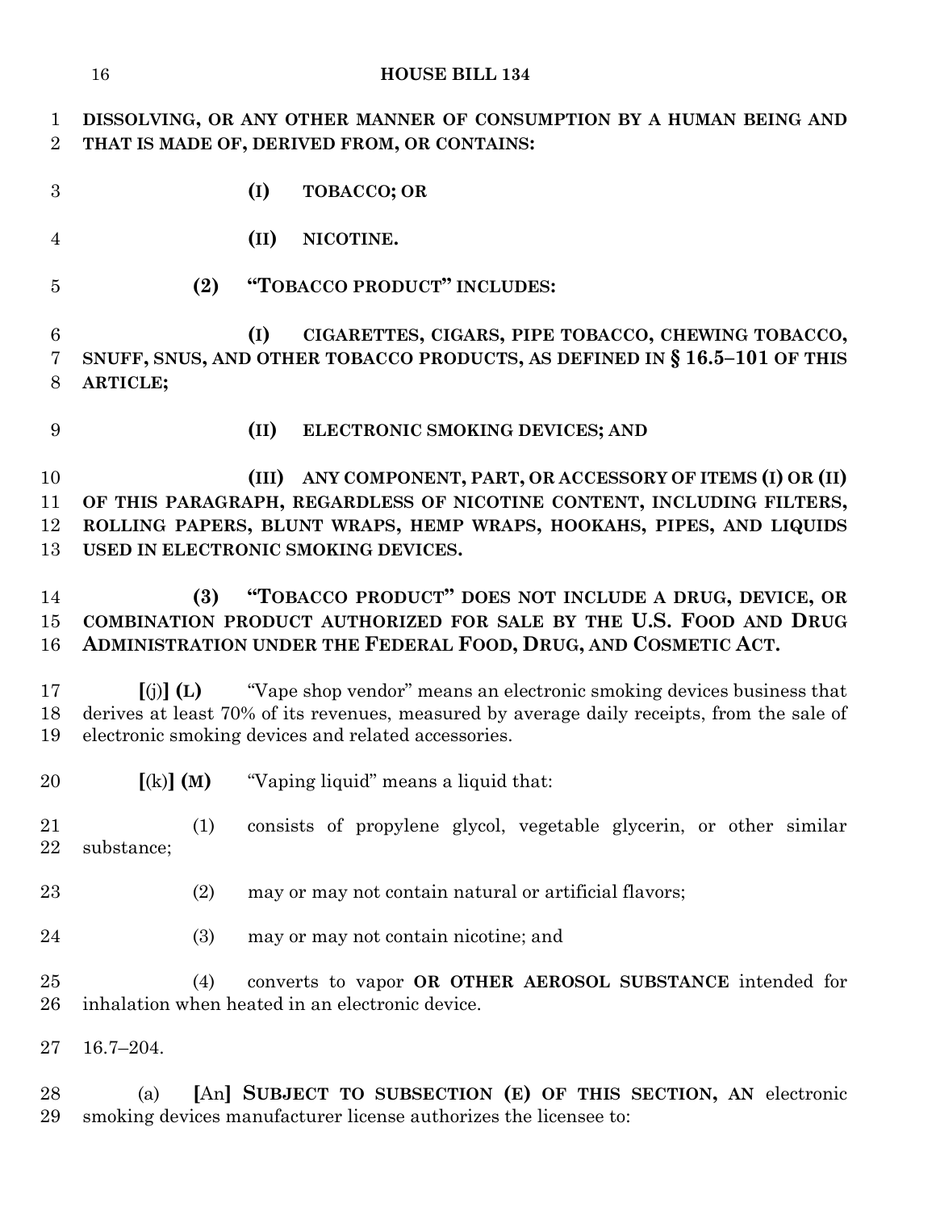**DISSOLVING, OR ANY OTHER MANNER OF CONSUMPTION BY A HUMAN BEING AND THAT IS MADE OF, DERIVED FROM, OR CONTAINS:**

**(I) TOBACCO; OR**

**(II) NICOTINE.**

**(2) "TOBACCO PRODUCT" INCLUDES:**

**(I) CIGARETTES, CIGARS, PIPE TOBACCO, CHEWING TOBACCO, SNUFF, SNUS, AND OTHER TOBACCO PRODUCTS, AS DEFINED IN § 16.5–101 OF THIS ARTICLE;**

**(II) ELECTRONIC SMOKING DEVICES; AND**

**(III) ANY COMPONENT, PART, OR ACCESSORY OF ITEMS (I) OR (II) OF THIS PARAGRAPH, REGARDLESS OF NICOTINE CONTENT, INCLUDING FILTERS, ROLLING PAPERS, BLUNT WRAPS, HEMP WRAPS, HOOKAHS, PIPES, AND LIQUIDS USED IN ELECTRONIC SMOKING DEVICES.**

**(3) "TOBACCO PRODUCT" DOES NOT INCLUDE A DRUG, DEVICE, OR COMBINATION PRODUCT AUTHORIZED FOR SALE BY THE U.S. FOOD AND DRUG ADMINISTRATION UNDER THE FEDERAL FOOD, DRUG, AND COSMETIC ACT.**

**[**(j)**] (L)** "Vape shop vendor" means an electronic smoking devices business that derives at least 70% of its revenues, measured by average daily receipts, from the sale of electronic smoking devices and related accessories.

**[**(k)**] (M)** "Vaping liquid" means a liquid that:

(1) consists of propylene glycol, vegetable glycerin, or other similar substance;

(2) may or may not contain natural or artificial flavors;

(3) may or may not contain nicotine; and

(4) converts to vapor **OR OTHER AEROSOL SUBSTANCE** intended for inhalation when heated in an electronic device.

16.7–204.

(a) **[**An**] SUBJECT TO SUBSECTION (E) OF THIS SECTION, AN** electronic smoking devices manufacturer license authorizes the licensee to: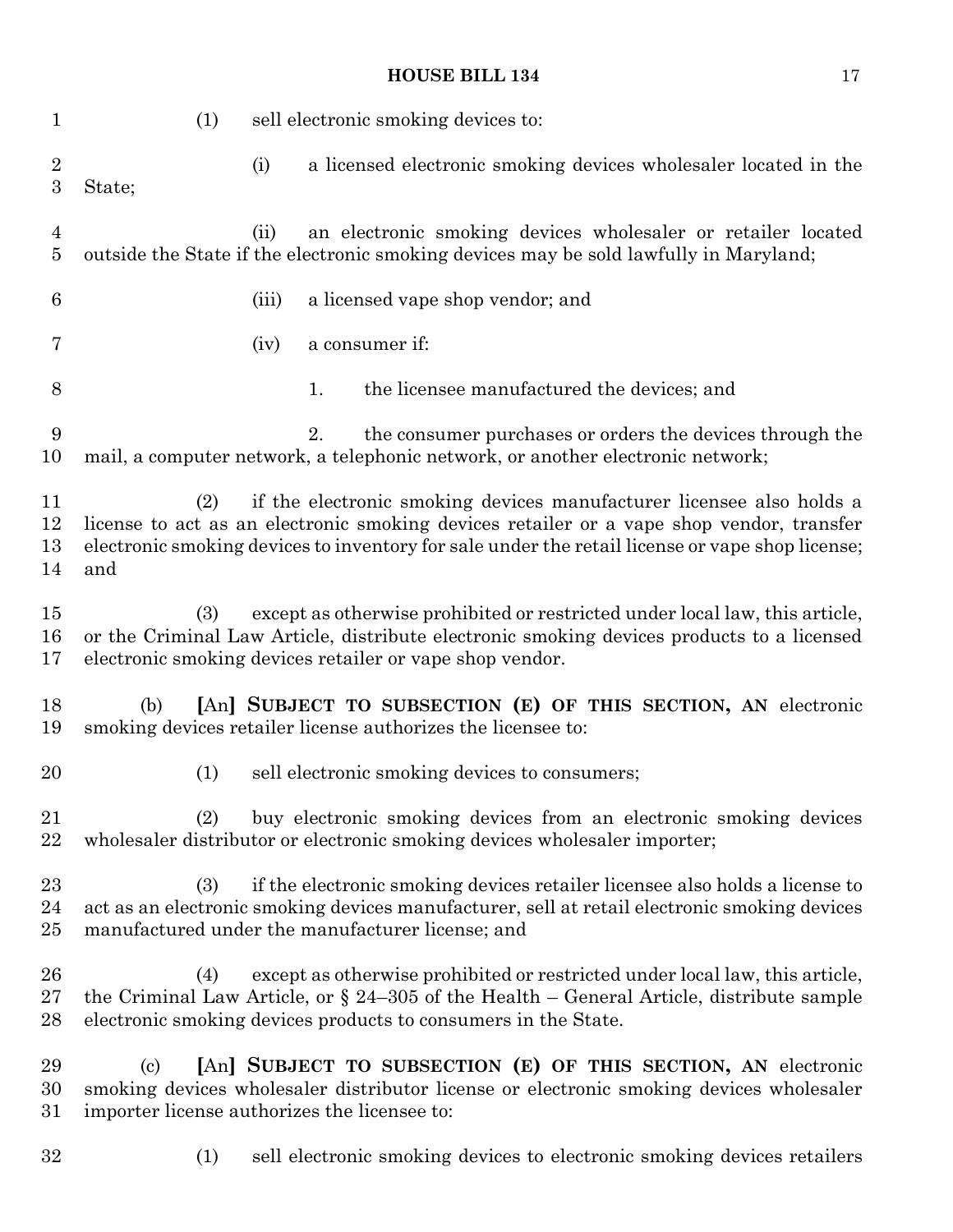(1) sell electronic smoking devices to:

(i) a licensed electronic smoking devices wholesaler located in the State;

(ii) an electronic smoking devices wholesaler or retailer located outside the State if the electronic smoking devices may be sold lawfully in Maryland;

(iii) a licensed vape shop vendor; and

(iv) a consumer if:

1. the licensee manufactured the devices; and

2. the consumer purchases or orders the devices through the mail, a computer network, a telephonic network, or another electronic network;

(2) if the electronic smoking devices manufacturer licensee also holds a license to act as an electronic smoking devices retailer or a vape shop vendor, transfer electronic smoking devices to inventory for sale under the retail license or vape shop license; and

(3) except as otherwise prohibited or restricted under local law, this article, or the Criminal Law Article, distribute electronic smoking devices products to a licensed electronic smoking devices retailer or vape shop vendor.

(b) **[**An**] SUBJECT TO SUBSECTION (E) OF THIS SECTION, AN** electronic smoking devices retailer license authorizes the licensee to:

(1) sell electronic smoking devices to consumers;

(2) buy electronic smoking devices from an electronic smoking devices wholesaler distributor or electronic smoking devices wholesaler importer;

(3) if the electronic smoking devices retailer licensee also holds a license to act as an electronic smoking devices manufacturer, sell at retail electronic smoking devices manufactured under the manufacturer license; and

(4) except as otherwise prohibited or restricted under local law, this article, the Criminal Law Article, or § 24–305 of the Health – General Article, distribute sample electronic smoking devices products to consumers in the State.

(c) **[**An**] SUBJECT TO SUBSECTION (E) OF THIS SECTION, AN** electronic smoking devices wholesaler distributor license or electronic smoking devices wholesaler importer license authorizes the licensee to:

(1) sell electronic smoking devices to electronic smoking devices retailers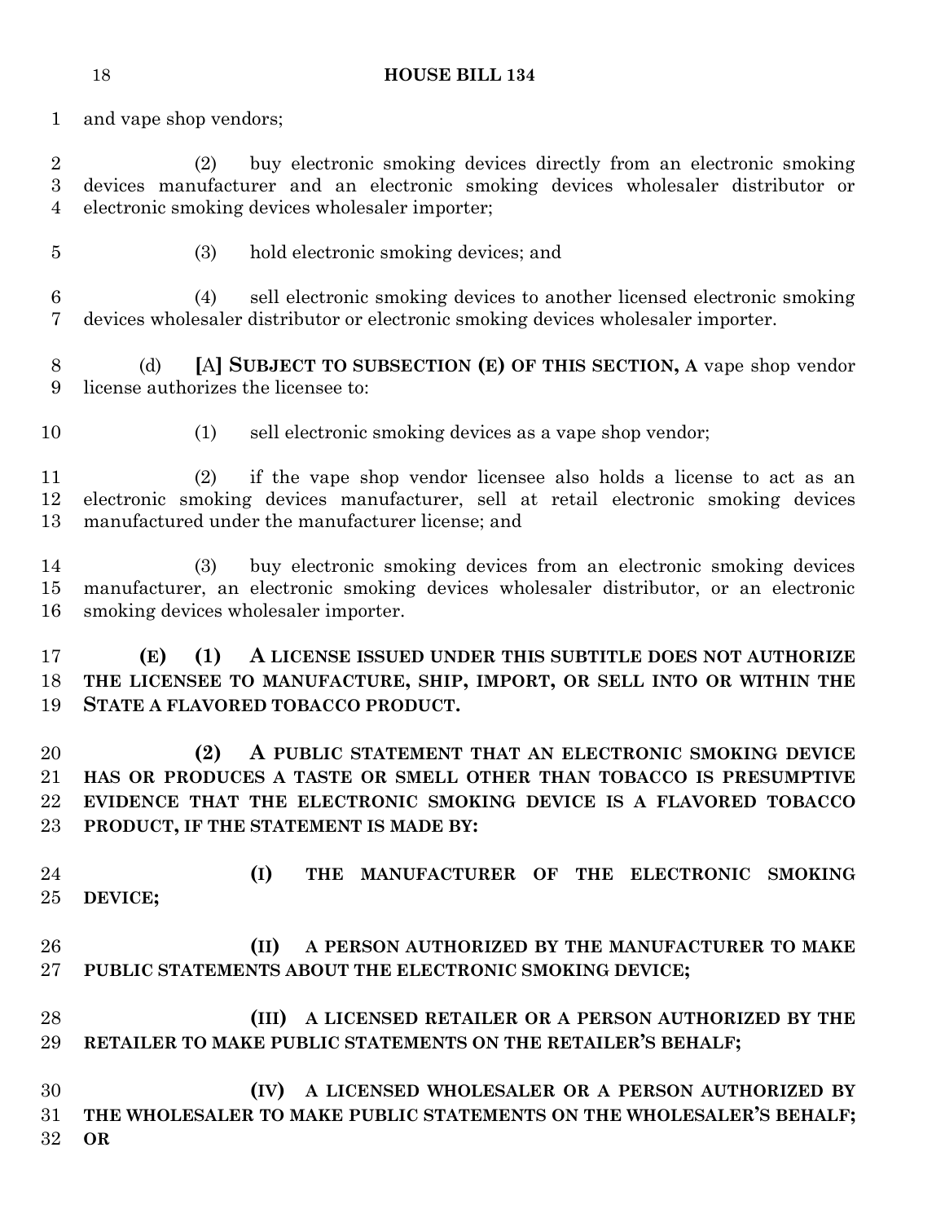and vape shop vendors;

(2) buy electronic smoking devices directly from an electronic smoking devices manufacturer and an electronic smoking devices wholesaler distributor or electronic smoking devices wholesaler importer;

(3) hold electronic smoking devices; and

(4) sell electronic smoking devices to another licensed electronic smoking devices wholesaler distributor or electronic smoking devices wholesaler importer.

(d) **[**A**] SUBJECT TO SUBSECTION (E) OF THIS SECTION, A** vape shop vendor license authorizes the licensee to:

(1) sell electronic smoking devices as a vape shop vendor;

(2) if the vape shop vendor licensee also holds a license to act as an electronic smoking devices manufacturer, sell at retail electronic smoking devices manufactured under the manufacturer license; and

(3) buy electronic smoking devices from an electronic smoking devices manufacturer, an electronic smoking devices wholesaler distributor, or an electronic smoking devices wholesaler importer.

**(E) (1) A LICENSE ISSUED UNDER THIS SUBTITLE DOES NOT AUTHORIZE THE LICENSEE TO MANUFACTURE, SHIP, IMPORT, OR SELL INTO OR WITHIN THE STATE A FLAVORED TOBACCO PRODUCT.**

**(2) A PUBLIC STATEMENT THAT AN ELECTRONIC SMOKING DEVICE HAS OR PRODUCES A TASTE OR SMELL OTHER THAN TOBACCO IS PRESUMPTIVE EVIDENCE THAT THE ELECTRONIC SMOKING DEVICE IS A FLAVORED TOBACCO PRODUCT, IF THE STATEMENT IS MADE BY:**

**(I) THE MANUFACTURER OF THE ELECTRONIC SMOKING DEVICE;**

**(II) A PERSON AUTHORIZED BY THE MANUFACTURER TO MAKE PUBLIC STATEMENTS ABOUT THE ELECTRONIC SMOKING DEVICE;**

**(III) A LICENSED RETAILER OR A PERSON AUTHORIZED BY THE RETAILER TO MAKE PUBLIC STATEMENTS ON THE RETAILER'S BEHALF;**

**(IV) A LICENSED WHOLESALER OR A PERSON AUTHORIZED BY THE WHOLESALER TO MAKE PUBLIC STATEMENTS ON THE WHOLESALER'S BEHALF; OR**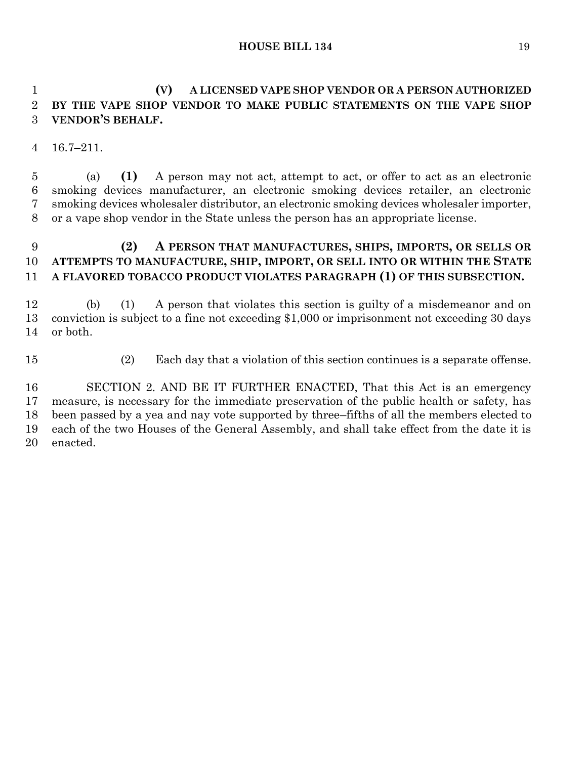**(V) A LICENSED VAPE SHOP VENDOR OR A PERSON AUTHORIZED BY THE VAPE SHOP VENDOR TO MAKE PUBLIC STATEMENTS ON THE VAPE SHOP VENDOR'S BEHALF.**

16.7–211.

(a) **(1)** A person may not act, attempt to act, or offer to act as an electronic smoking devices manufacturer, an electronic smoking devices retailer, an electronic smoking devices wholesaler distributor, an electronic smoking devices wholesaler importer, or a vape shop vendor in the State unless the person has an appropriate license.

**(2) A PERSON THAT MANUFACTURES, SHIPS, IMPORTS, OR SELLS OR ATTEMPTS TO MANUFACTURE, SHIP, IMPORT, OR SELL INTO OR WITHIN THE STATE A FLAVORED TOBACCO PRODUCT VIOLATES PARAGRAPH (1) OF THIS SUBSECTION.**

(b) (1) A person that violates this section is guilty of a misdemeanor and on conviction is subject to a fine not exceeding $1,000 or imprisonment not exceeding 30 days or both.

(2) Each day that a violation of this section continues is a separate offense.

SECTION 2. AND BE IT FURTHER ENACTED, That this Act is an emergency measure, is necessary for the immediate preservation of the public health or safety, has been passed by a yea and nay vote supported by three–fifths of all the members elected to each of the two Houses of the General Assembly, and shall take effect from the date it is enacted.